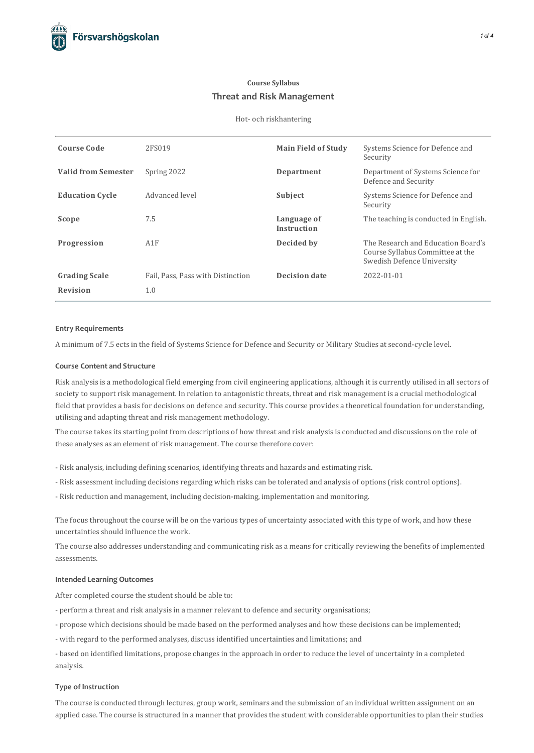Course Syllabus

# Threat and Risk Management

Hot- och riskhantering

| | | | |
|---|---|---|---|
| **Course Code** | 2FS019 | **Main Field of Study** | Systems Science for Defence and Security |
| **Valid from Semester** | Spring 2022 | **Department** | Department of Systems Science for Defence and Security |
| **Education Cycle** | Advanced level | **Subject** | Systems Science for Defence and Security |
| **Scope** | 7.5 | **Language of Instruction** | The teaching is conducted in English. |
| **Progression** | A1F | **Decided by** | The Research and Education Board's Course Syllabus Committee at the Swedish Defence University |
| **Grading Scale** | Fail, Pass, Pass with Distinction | **Decision date** | 2022-01-01 |
| **Revision** | 1.0 | | |

## Entry Requirements

A minimum of 7.5 ects in the field of Systems Science for Defence and Security or Military Studies at second-cycle level.

## Course Content and Structure

Risk analysis is a methodological field emerging from civil engineering applications, although it is currently utilised in all sectors of society to support risk management. In relation to antagonistic threats, threat and risk management is a crucial methodological field that provides a basis for decisions on defence and security. This course provides a theoretical foundation for understanding, utilising and adapting threat and risk management methodology.

The course takes its starting point from descriptions of how threat and risk analysis is conducted and discussions on the role of these analyses as an element of risk management. The course therefore cover:

- Risk analysis, including defining scenarios, identifying threats and hazards and estimating risk.
- Risk assessment including decisions regarding which risks can be tolerated and analysis of options (risk control options).
- Risk reduction and management, including decision-making, implementation and monitoring.

The focus throughout the course will be on the various types of uncertainty associated with this type of work, and how these uncertainties should influence the work.

The course also addresses understanding and communicating risk as a means for critically reviewing the benefits of implemented assessments.

## Intended Learning Outcomes

After completed course the student should be able to:

- perform a threat and risk analysis in a manner relevant to defence and security organisations;
- propose which decisions should be made based on the performed analyses and how these decisions can be implemented;
- with regard to the performed analyses, discuss identified uncertainties and limitations; and
- based on identified limitations, propose changes in the approach in order to reduce the level of uncertainty in a completed analysis.

## Type of Instruction

The course is conducted through lectures, group work, seminars and the submission of an individual written assignment on an applied case. The course is structured in a manner that provides the student with considerable opportunities to plan their studies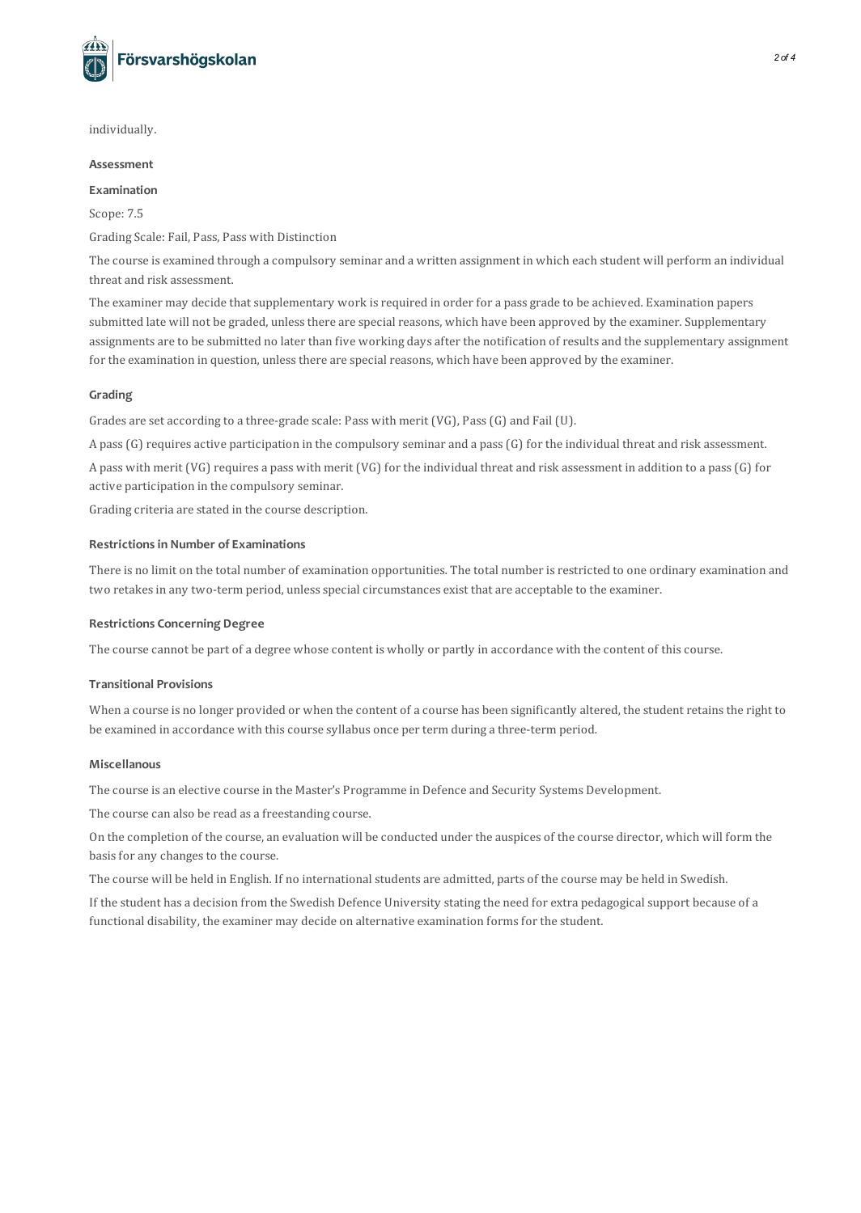individually.

## Assessment

### Examination

Scope: 7.5

Grading Scale: Fail, Pass, Pass with Distinction

The course is examined through a compulsory seminar and a written assignment in which each student will perform an individual threat and risk assessment.

The examiner may decide that supplementary work is required in order for a pass grade to be achieved. Examination papers submitted late will not be graded, unless there are special reasons, which have been approved by the examiner. Supplementary assignments are to be submitted no later than five working days after the notification of results and the supplementary assignment for the examination in question, unless there are special reasons, which have been approved by the examiner.

### Grading

Grades are set according to a three-grade scale: Pass with merit (VG), Pass (G) and Fail (U).

A pass (G) requires active participation in the compulsory seminar and a pass (G) for the individual threat and risk assessment.

A pass with merit (VG) requires a pass with merit (VG) for the individual threat and risk assessment in addition to a pass (G) for active participation in the compulsory seminar.

Grading criteria are stated in the course description.

### Restrictions in Number of Examinations

There is no limit on the total number of examination opportunities. The total number is restricted to one ordinary examination and two retakes in any two-term period, unless special circumstances exist that are acceptable to the examiner.

### Restrictions Concerning Degree

The course cannot be part of a degree whose content is wholly or partly in accordance with the content of this course.

### Transitional Provisions

When a course is no longer provided or when the content of a course has been significantly altered, the student retains the right to be examined in accordance with this course syllabus once per term during a three-term period.

### Miscellanous

The course is an elective course in the Master's Programme in Defence and Security Systems Development.

The course can also be read as a freestanding course.

On the completion of the course, an evaluation will be conducted under the auspices of the course director, which will form the basis for any changes to the course.

The course will be held in English. If no international students are admitted, parts of the course may be held in Swedish.

If the student has a decision from the Swedish Defence University stating the need for extra pedagogical support because of a functional disability, the examiner may decide on alternative examination forms for the student.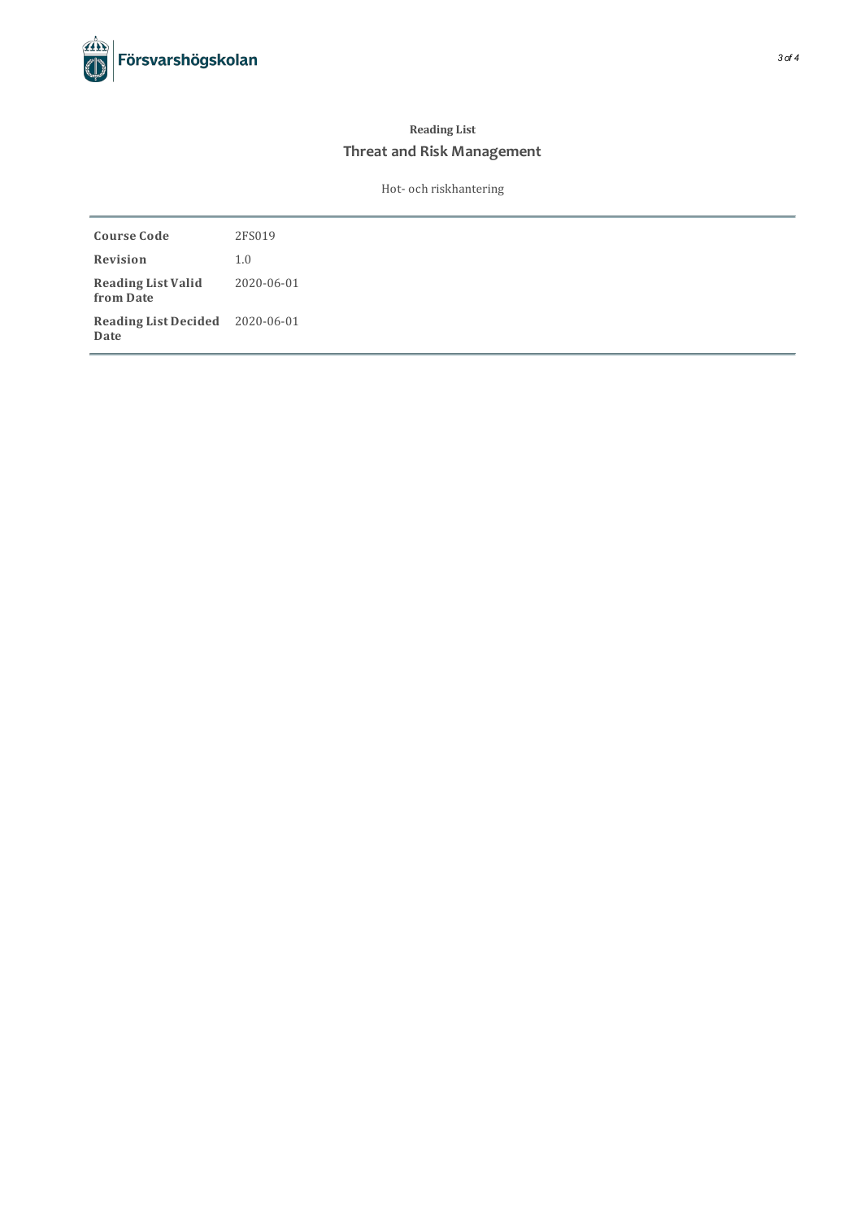**Reading List**

# Threat and Risk Management

Hot- och riskhantering

| | |
|---|---|
| **Course Code** | 2FS019 |
| **Revision** | 1.0 |
| **Reading List Valid from Date** | 2020-06-01 |
| **Reading List Decided Date** | 2020-06-01 |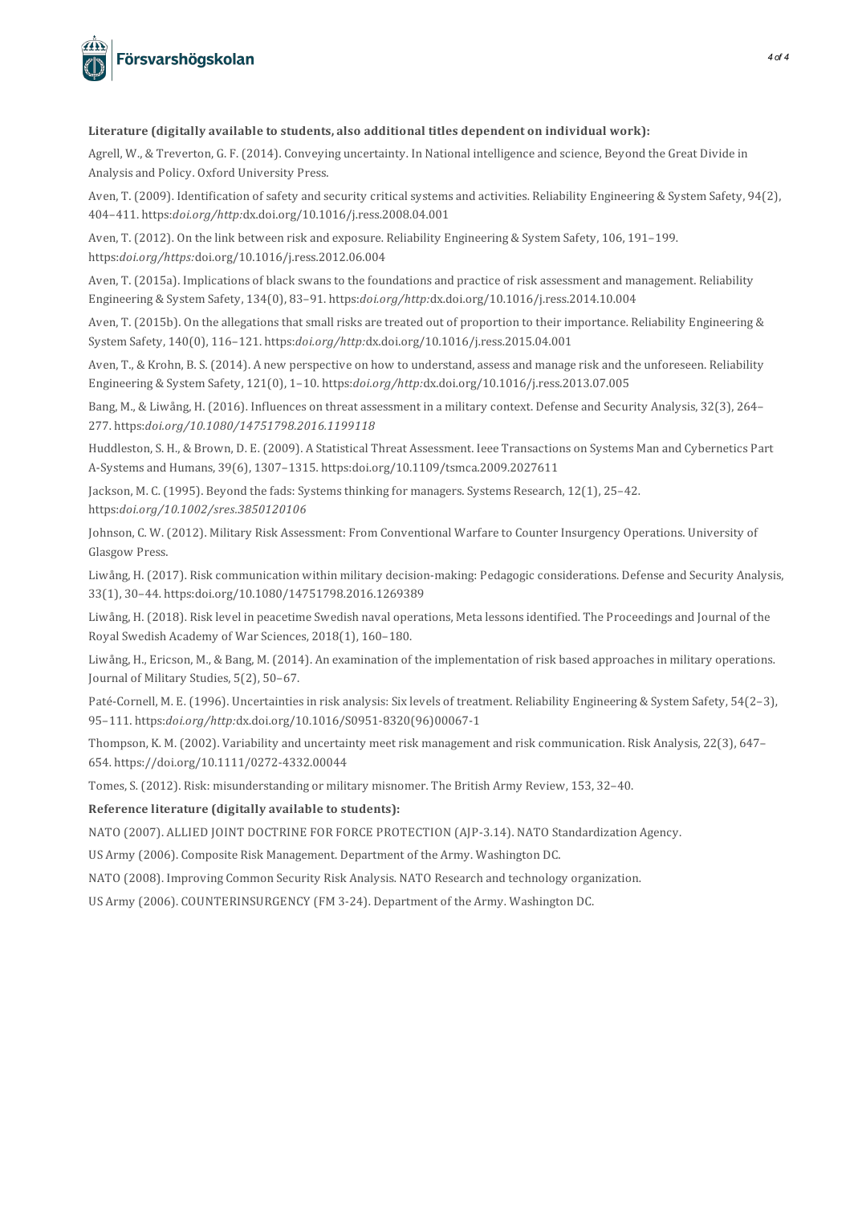**Literature (digitally available to students, also additional titles dependent on individual work):**

Agrell, W., & Treverton, G. F. (2014). Conveying uncertainty. In National intelligence and science, Beyond the Great Divide in Analysis and Policy. Oxford University Press.

Aven, T. (2009). Identification of safety and security critical systems and activities. Reliability Engineering & System Safety, 94(2), 404–411. https:*doi.org/http:*dx.doi.org/10.1016/j.ress.2008.04.001

Aven, T. (2012). On the link between risk and exposure. Reliability Engineering & System Safety, 106, 191–199. https:*doi.org/https:*doi.org/10.1016/j.ress.2012.06.004

Aven, T. (2015a). Implications of black swans to the foundations and practice of risk assessment and management. Reliability Engineering & System Safety, 134(0), 83–91. https:*doi.org/http:*dx.doi.org/10.1016/j.ress.2014.10.004

Aven, T. (2015b). On the allegations that small risks are treated out of proportion to their importance. Reliability Engineering & System Safety, 140(0), 116–121. https:*doi.org/http:*dx.doi.org/10.1016/j.ress.2015.04.001

Aven, T., & Krohn, B. S. (2014). A new perspective on how to understand, assess and manage risk and the unforeseen. Reliability Engineering & System Safety, 121(0), 1–10. https:*doi.org/http:*dx.doi.org/10.1016/j.ress.2013.07.005

Bang, M., & Liwång, H. (2016). Influences on threat assessment in a military context. Defense and Security Analysis, 32(3), 264–277. https:*doi.org/10.1080/14751798.2016.1199118*

Huddleston, S. H., & Brown, D. E. (2009). A Statistical Threat Assessment. Ieee Transactions on Systems Man and Cybernetics Part A-Systems and Humans, 39(6), 1307–1315. https:doi.org/10.1109/tsmca.2009.2027611

Jackson, M. C. (1995). Beyond the fads: Systems thinking for managers. Systems Research, 12(1), 25–42. https:*doi.org/10.1002/sres.3850120106*

Johnson, C. W. (2012). Military Risk Assessment: From Conventional Warfare to Counter Insurgency Operations. University of Glasgow Press.

Liwång, H. (2017). Risk communication within military decision-making: Pedagogic considerations. Defense and Security Analysis, 33(1), 30–44. https:doi.org/10.1080/14751798.2016.1269389

Liwång, H. (2018). Risk level in peacetime Swedish naval operations, Meta lessons identified. The Proceedings and Journal of the Royal Swedish Academy of War Sciences, 2018(1), 160–180.

Liwång, H., Ericson, M., & Bang, M. (2014). An examination of the implementation of risk based approaches in military operations. Journal of Military Studies, 5(2), 50–67.

Paté-Cornell, M. E. (1996). Uncertainties in risk analysis: Six levels of treatment. Reliability Engineering & System Safety, 54(2–3), 95–111. https:*doi.org/http:*dx.doi.org/10.1016/S0951-8320(96)00067-1

Thompson, K. M. (2002). Variability and uncertainty meet risk management and risk communication. Risk Analysis, 22(3), 647–654. https://doi.org/10.1111/0272-4332.00044

Tomes, S. (2012). Risk: misunderstanding or military misnomer. The British Army Review, 153, 32–40.

**Reference literature (digitally available to students):**

NATO (2007). ALLIED JOINT DOCTRINE FOR FORCE PROTECTION (AJP-3.14). NATO Standardization Agency.

US Army (2006). Composite Risk Management. Department of the Army. Washington DC.

NATO (2008). Improving Common Security Risk Analysis. NATO Research and technology organization.

US Army (2006). COUNTERINSURGENCY (FM 3-24). Department of the Army. Washington DC.